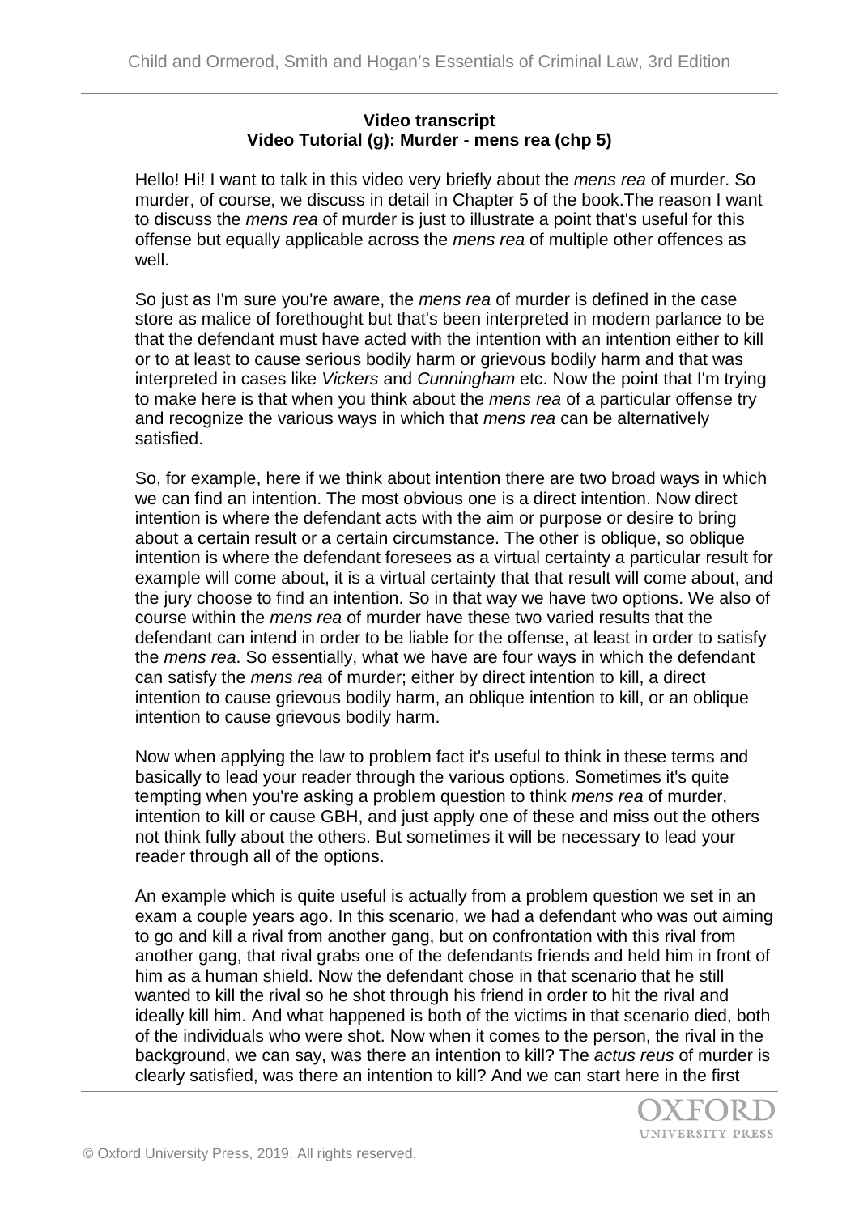**Video transcript**
**Video Tutorial (g): Murder - mens rea (chp 5)**

Hello! Hi! I want to talk in this video very briefly about the *mens rea* of murder. So murder, of course, we discuss in detail in Chapter 5 of the book.The reason I want to discuss the *mens rea* of murder is just to illustrate a point that's useful for this offense but equally applicable across the *mens rea* of multiple other offences as well.

So just as I'm sure you're aware, the *mens rea* of murder is defined in the case store as malice of forethought but that's been interpreted in modern parlance to be that the defendant must have acted with the intention with an intention either to kill or to at least to cause serious bodily harm or grievous bodily harm and that was interpreted in cases like *Vickers* and *Cunningham* etc. Now the point that I'm trying to make here is that when you think about the *mens rea* of a particular offense try and recognize the various ways in which that *mens rea* can be alternatively satisfied.

So, for example, here if we think about intention there are two broad ways in which we can find an intention. The most obvious one is a direct intention. Now direct intention is where the defendant acts with the aim or purpose or desire to bring about a certain result or a certain circumstance. The other is oblique, so oblique intention is where the defendant foresees as a virtual certainty a particular result for example will come about, it is a virtual certainty that that result will come about, and the jury choose to find an intention. So in that way we have two options. We also of course within the *mens rea* of murder have these two varied results that the defendant can intend in order to be liable for the offense, at least in order to satisfy the *mens rea*. So essentially, what we have are four ways in which the defendant can satisfy the *mens rea* of murder; either by direct intention to kill, a direct intention to cause grievous bodily harm, an oblique intention to kill, or an oblique intention to cause grievous bodily harm.

Now when applying the law to problem fact it's useful to think in these terms and basically to lead your reader through the various options. Sometimes it's quite tempting when you're asking a problem question to think *mens rea* of murder, intention to kill or cause GBH, and just apply one of these and miss out the others not think fully about the others. But sometimes it will be necessary to lead your reader through all of the options.

An example which is quite useful is actually from a problem question we set in an exam a couple years ago. In this scenario, we had a defendant who was out aiming to go and kill a rival from another gang, but on confrontation with this rival from another gang, that rival grabs one of the defendants friends and held him in front of him as a human shield. Now the defendant chose in that scenario that he still wanted to kill the rival so he shot through his friend in order to hit the rival and ideally kill him. And what happened is both of the victims in that scenario died, both of the individuals who were shot. Now when it comes to the person, the rival in the background, we can say, was there an intention to kill? The *actus reus* of murder is clearly satisfied, was there an intention to kill? And we can start here in the first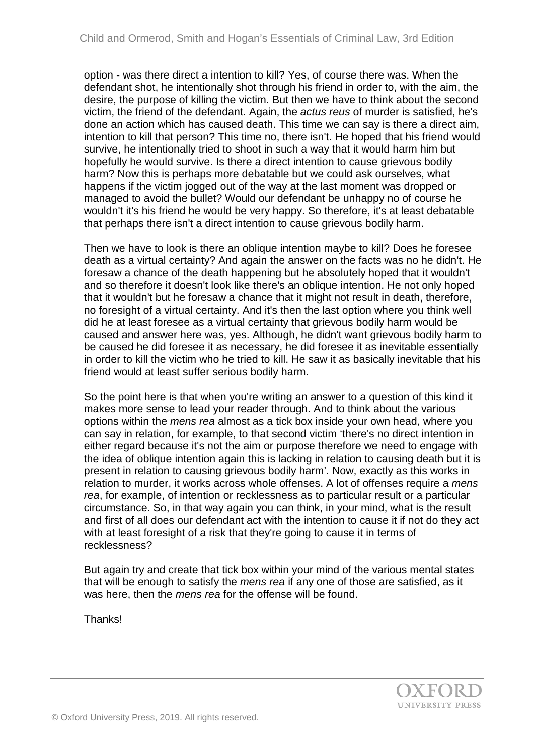option - was there direct a intention to kill? Yes, of course there was. When the defendant shot, he intentionally shot through his friend in order to, with the aim, the desire, the purpose of killing the victim. But then we have to think about the second victim, the friend of the defendant. Again, the *actus reus* of murder is satisfied, he's done an action which has caused death. This time we can say is there a direct aim, intention to kill that person? This time no, there isn't. He hoped that his friend would survive, he intentionally tried to shoot in such a way that it would harm him but hopefully he would survive. Is there a direct intention to cause grievous bodily harm? Now this is perhaps more debatable but we could ask ourselves, what happens if the victim jogged out of the way at the last moment was dropped or managed to avoid the bullet? Would our defendant be unhappy no of course he wouldn't it's his friend he would be very happy. So therefore, it's at least debatable that perhaps there isn't a direct intention to cause grievous bodily harm.

Then we have to look is there an oblique intention maybe to kill? Does he foresee death as a virtual certainty? And again the answer on the facts was no he didn't. He foresaw a chance of the death happening but he absolutely hoped that it wouldn't and so therefore it doesn't look like there's an oblique intention. He not only hoped that it wouldn't but he foresaw a chance that it might not result in death, therefore, no foresight of a virtual certainty. And it's then the last option where you think well did he at least foresee as a virtual certainty that grievous bodily harm would be caused and answer here was, yes. Although, he didn't want grievous bodily harm to be caused he did foresee it as necessary, he did foresee it as inevitable essentially in order to kill the victim who he tried to kill. He saw it as basically inevitable that his friend would at least suffer serious bodily harm.

So the point here is that when you're writing an answer to a question of this kind it makes more sense to lead your reader through. And to think about the various options within the *mens rea* almost as a tick box inside your own head, where you can say in relation, for example, to that second victim 'there's no direct intention in either regard because it's not the aim or purpose therefore we need to engage with the idea of oblique intention again this is lacking in relation to causing death but it is present in relation to causing grievous bodily harm'. Now, exactly as this works in relation to murder, it works across whole offenses. A lot of offenses require a *mens rea*, for example, of intention or recklessness as to particular result or a particular circumstance. So, in that way again you can think, in your mind, what is the result and first of all does our defendant act with the intention to cause it if not do they act with at least foresight of a risk that they're going to cause it in terms of recklessness?

But again try and create that tick box within your mind of the various mental states that will be enough to satisfy the *mens rea* if any one of those are satisfied, as it was here, then the *mens rea* for the offense will be found.

Thanks!